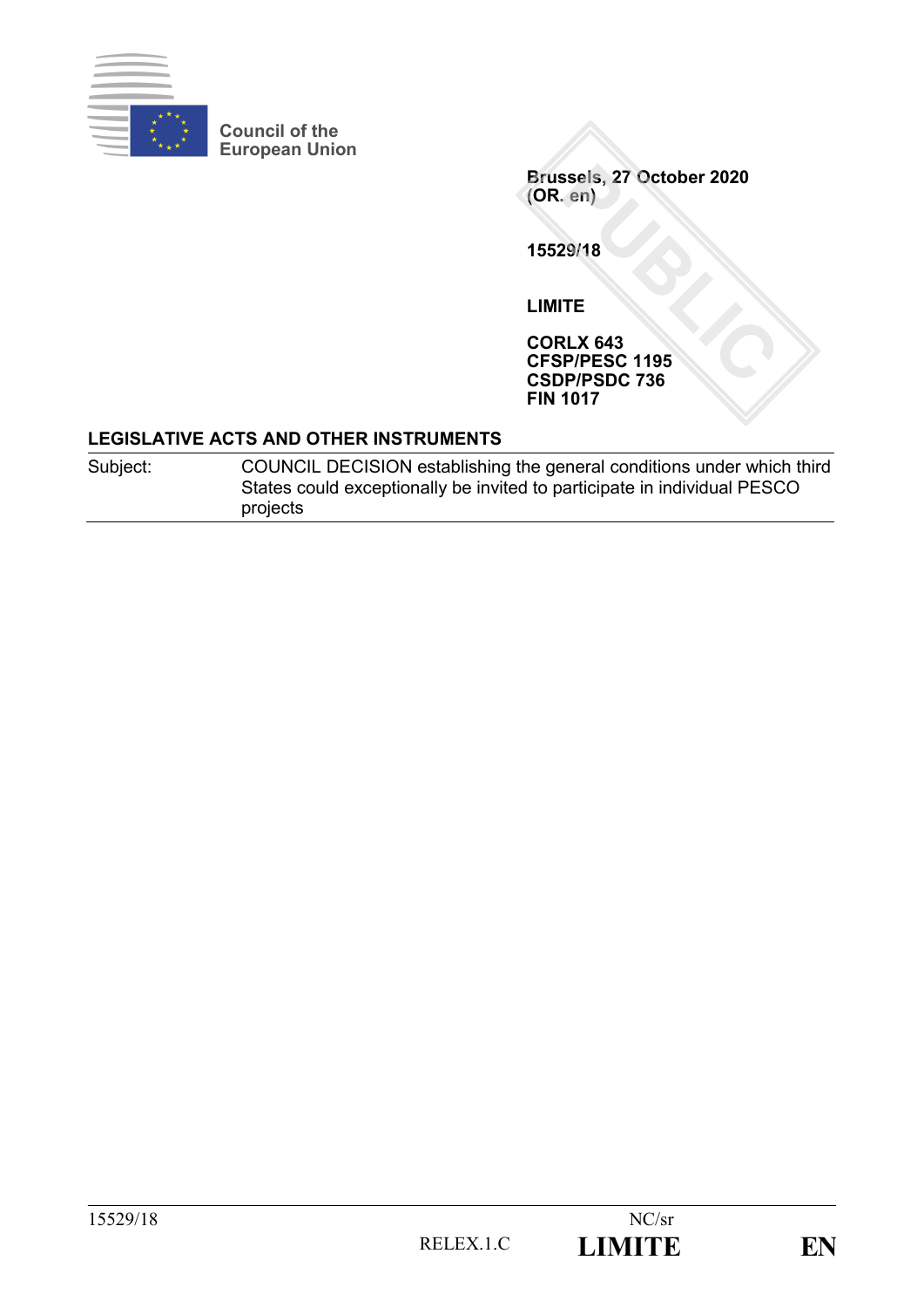Council of the European Union

**Brussels, 27 October 2020**
**(OR. en)**

**15529/18**

**LIMITE**

**CORLX 643**
**CFSP/PESC 1195**
**CSDP/PSDC 736**
**FIN 1017**

**LEGISLATIVE ACTS AND OTHER INSTRUMENTS**

| Subject: | COUNCIL DECISION establishing the general conditions under which third States could exceptionally be invited to participate in individual PESCO projects |
| --- | --- |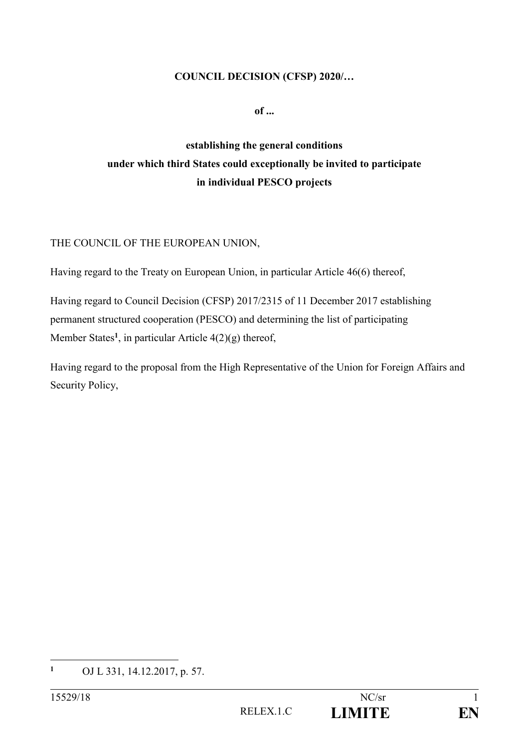**COUNCIL DECISION (CFSP) 2020/…**

**of ...**

**establishing the general conditions under which third States could exceptionally be invited to participate in individual PESCO projects**

THE COUNCIL OF THE EUROPEAN UNION,

Having regard to the Treaty on European Union, in particular Article 46(6) thereof,

Having regard to Council Decision (CFSP) 2017/2315 of 11 December 2017 establishing permanent structured cooperation (PESCO) and determining the list of participating Member States[1], in particular Article 4(2)(g) thereof,

Having regard to the proposal from the High Representative of the Union for Foreign Affairs and Security Policy,

---

[1] OJ L 331, 14.12.2017, p. 57.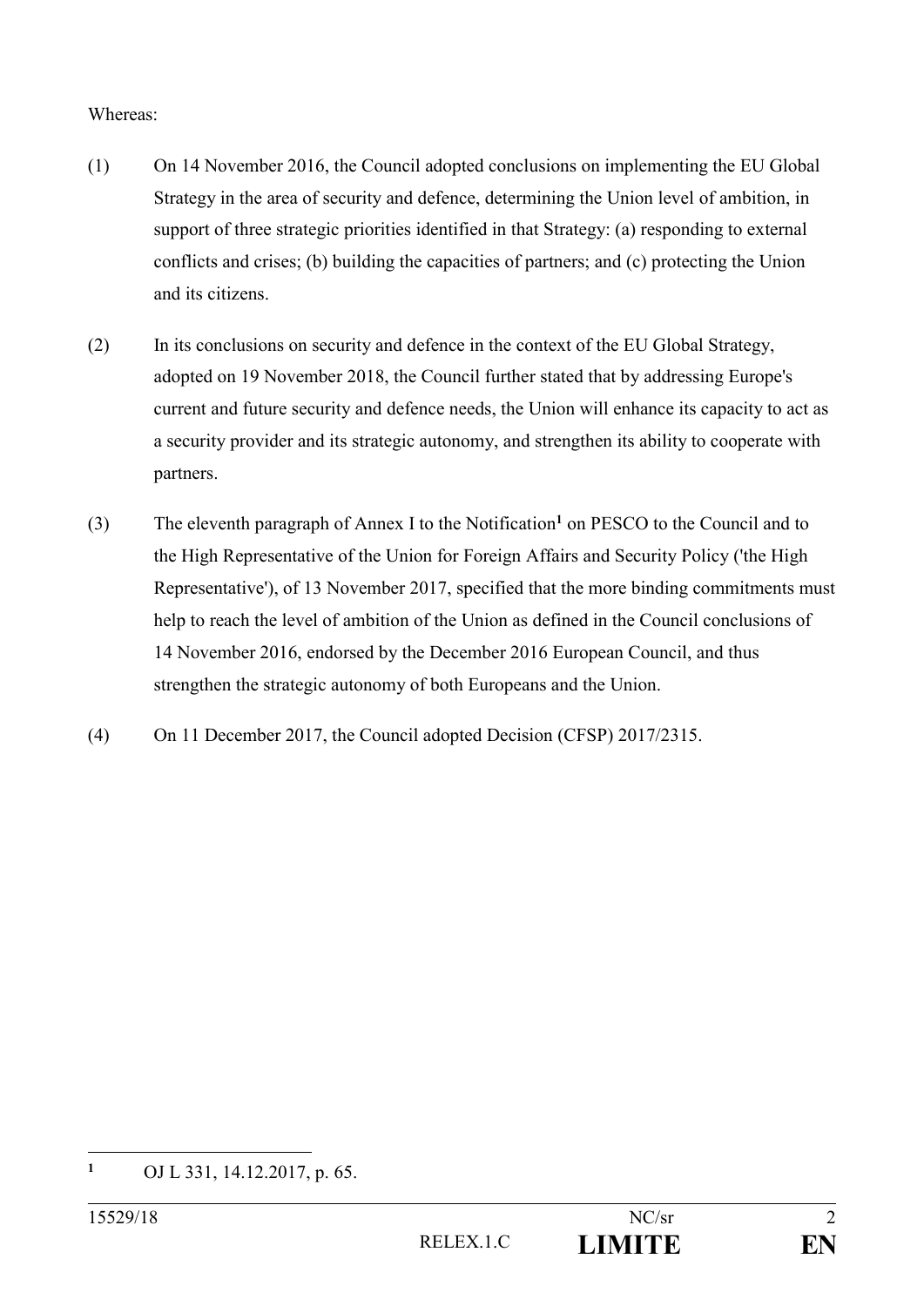Whereas:

(1) On 14 November 2016, the Council adopted conclusions on implementing the EU Global Strategy in the area of security and defence, determining the Union level of ambition, in support of three strategic priorities identified in that Strategy: (a) responding to external conflicts and crises; (b) building the capacities of partners; and (c) protecting the Union and its citizens.

(2) In its conclusions on security and defence in the context of the EU Global Strategy, adopted on 19 November 2018, the Council further stated that by addressing Europe's current and future security and defence needs, the Union will enhance its capacity to act as a security provider and its strategic autonomy, and strengthen its ability to cooperate with partners.

(3) The eleventh paragraph of Annex I to the Notification[1] on PESCO to the Council and to the High Representative of the Union for Foreign Affairs and Security Policy ('the High Representative'), of 13 November 2017, specified that the more binding commitments must help to reach the level of ambition of the Union as defined in the Council conclusions of 14 November 2016, endorsed by the December 2016 European Council, and thus strengthen the strategic autonomy of both Europeans and the Union.

(4) On 11 December 2017, the Council adopted Decision (CFSP) 2017/2315.

---

[1] OJ L 331, 14.12.2017, p. 65.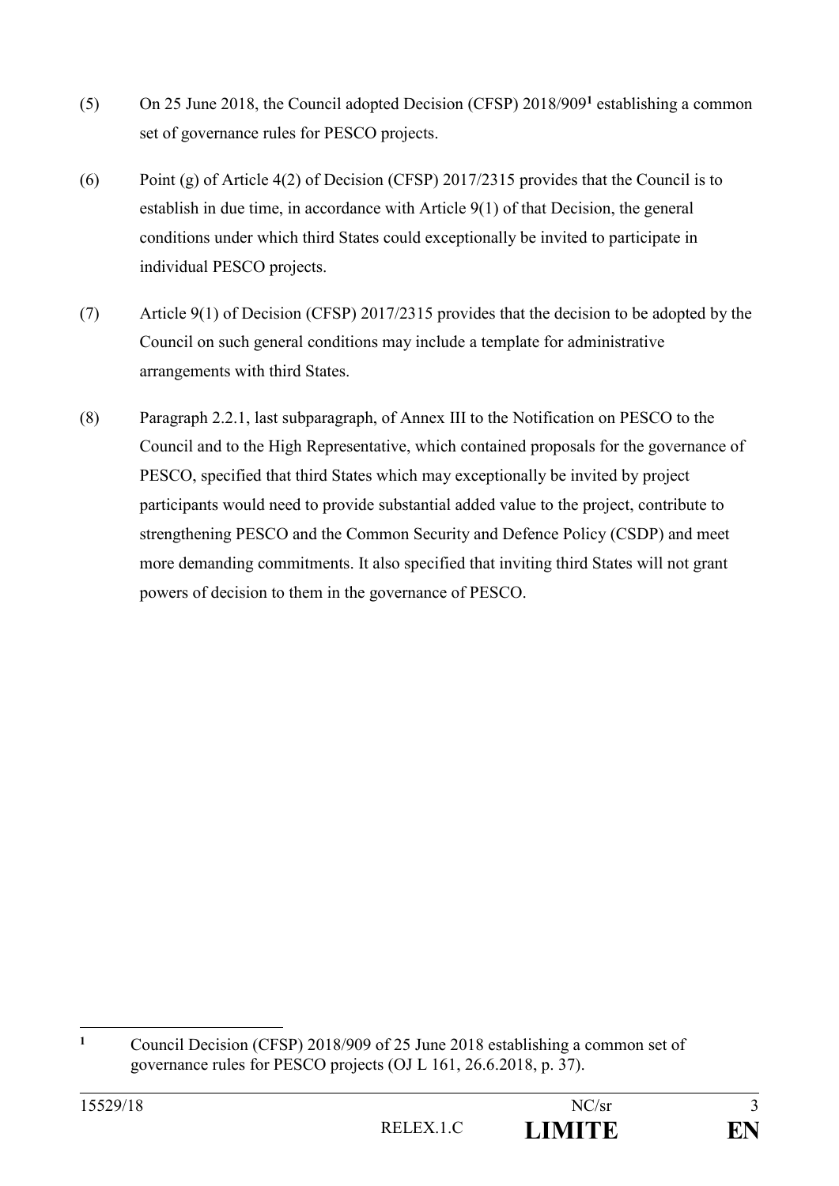(5) On 25 June 2018, the Council adopted Decision (CFSP) 2018/909[1] establishing a common set of governance rules for PESCO projects.

(6) Point (g) of Article 4(2) of Decision (CFSP) 2017/2315 provides that the Council is to establish in due time, in accordance with Article 9(1) of that Decision, the general conditions under which third States could exceptionally be invited to participate in individual PESCO projects.

(7) Article 9(1) of Decision (CFSP) 2017/2315 provides that the decision to be adopted by the Council on such general conditions may include a template for administrative arrangements with third States.

(8) Paragraph 2.2.1, last subparagraph, of Annex III to the Notification on PESCO to the Council and to the High Representative, which contained proposals for the governance of PESCO, specified that third States which may exceptionally be invited by project participants would need to provide substantial added value to the project, contribute to strengthening PESCO and the Common Security and Defence Policy (CSDP) and meet more demanding commitments. It also specified that inviting third States will not grant powers of decision to them in the governance of PESCO.

---

[1] Council Decision (CFSP) 2018/909 of 25 June 2018 establishing a common set of governance rules for PESCO projects (OJ L 161, 26.6.2018, p. 37).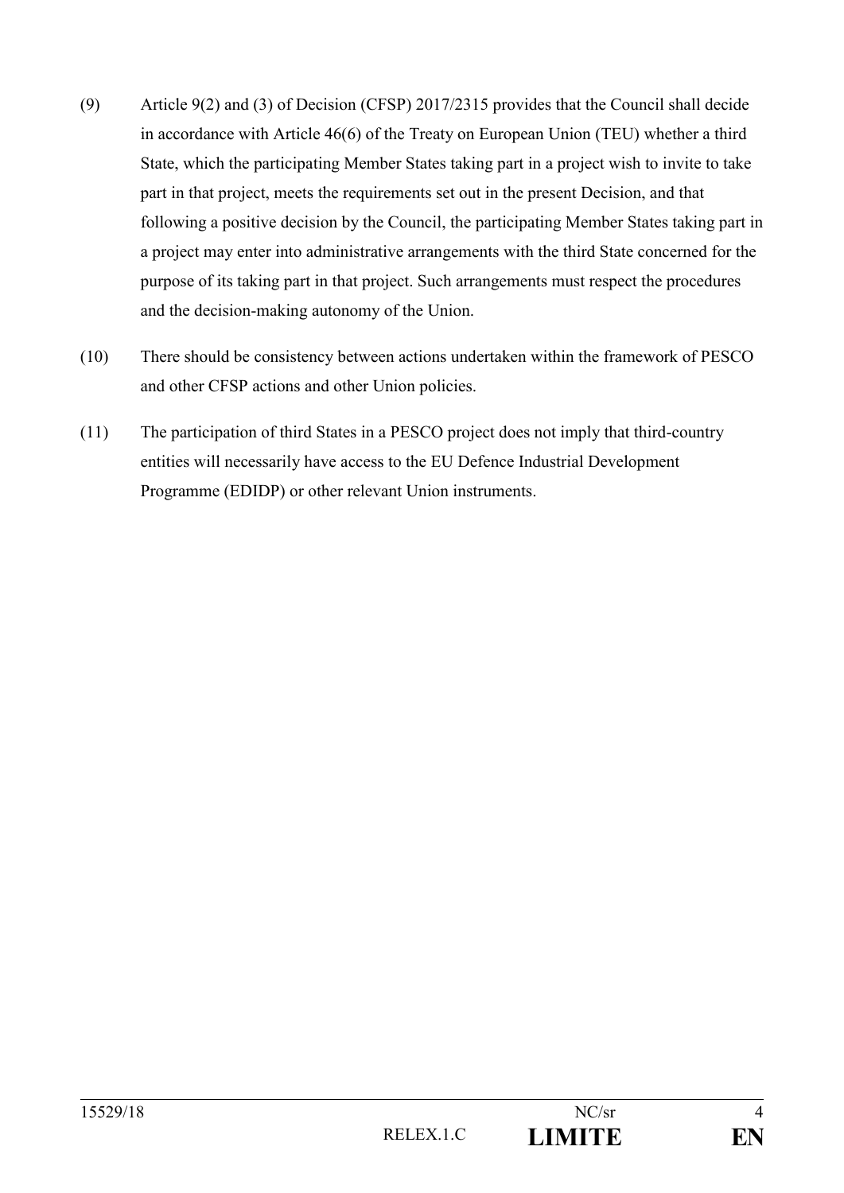(9) Article 9(2) and (3) of Decision (CFSP) 2017/2315 provides that the Council shall decide in accordance with Article 46(6) of the Treaty on European Union (TEU) whether a third State, which the participating Member States taking part in a project wish to invite to take part in that project, meets the requirements set out in the present Decision, and that following a positive decision by the Council, the participating Member States taking part in a project may enter into administrative arrangements with the third State concerned for the purpose of its taking part in that project. Such arrangements must respect the procedures and the decision-making autonomy of the Union.

(10) There should be consistency between actions undertaken within the framework of PESCO and other CFSP actions and other Union policies.

(11) The participation of third States in a PESCO project does not imply that third-country entities will necessarily have access to the EU Defence Industrial Development Programme (EDIDP) or other relevant Union instruments.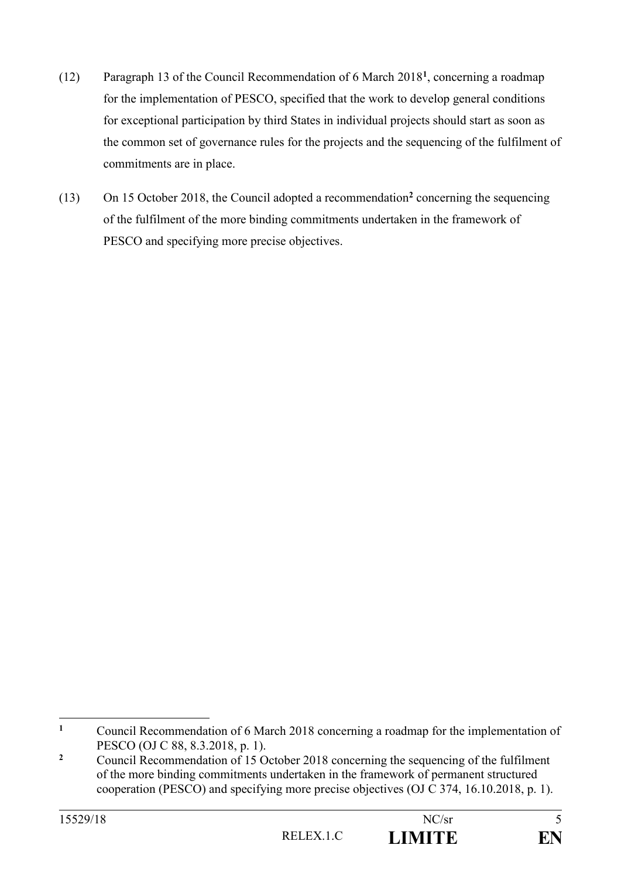(12) Paragraph 13 of the Council Recommendation of 6 March 2018[1], concerning a roadmap for the implementation of PESCO, specified that the work to develop general conditions for exceptional participation by third States in individual projects should start as soon as the common set of governance rules for the projects and the sequencing of the fulfilment of commitments are in place.

(13) On 15 October 2018, the Council adopted a recommendation[2] concerning the sequencing of the fulfilment of the more binding commitments undertaken in the framework of PESCO and specifying more precise objectives.

---

[1] Council Recommendation of 6 March 2018 concerning a roadmap for the implementation of PESCO (OJ C 88, 8.3.2018, p. 1).

[2] Council Recommendation of 15 October 2018 concerning the sequencing of the fulfilment of the more binding commitments undertaken in the framework of permanent structured cooperation (PESCO) and specifying more precise objectives (OJ C 374, 16.10.2018, p. 1).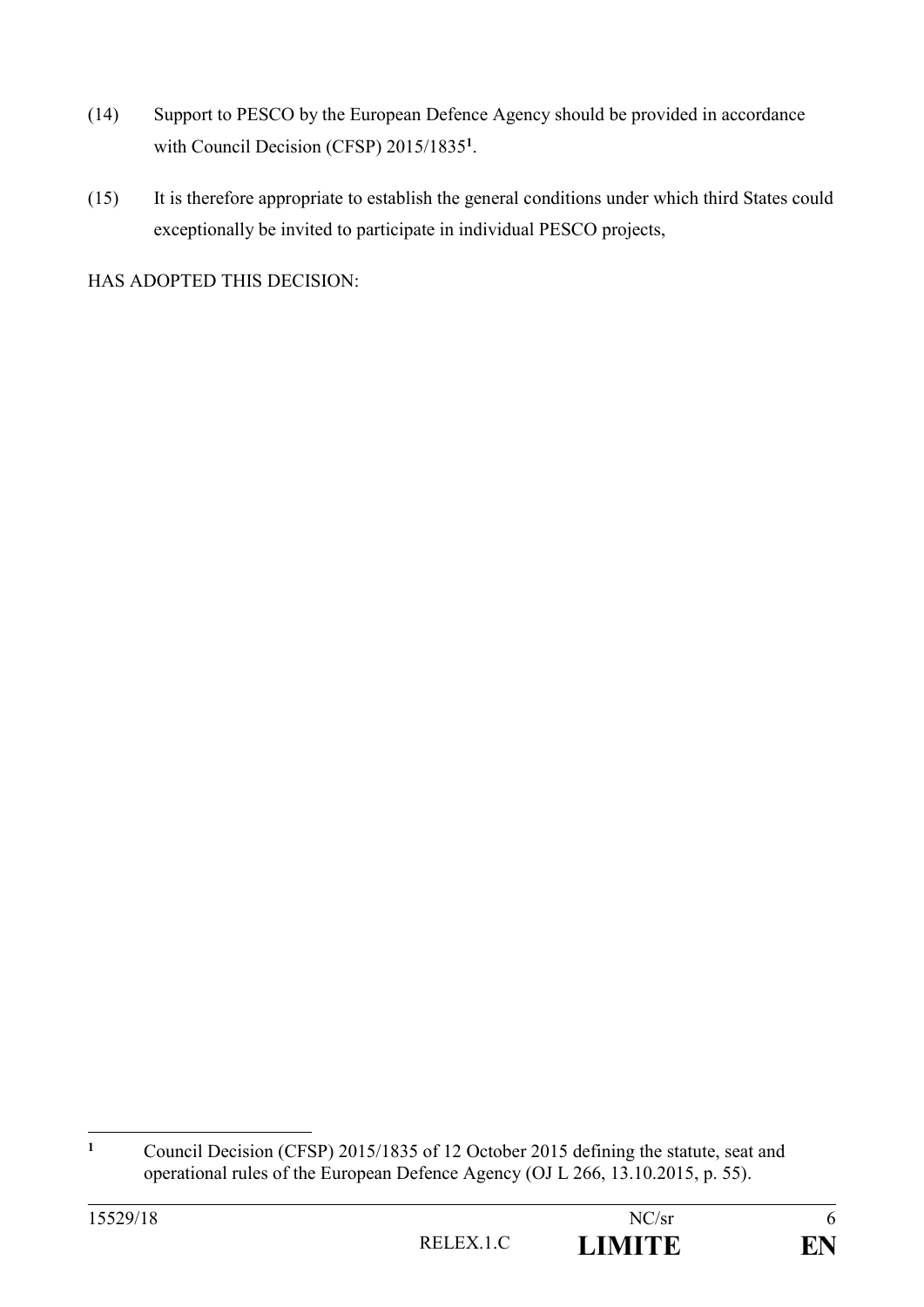(14) Support to PESCO by the European Defence Agency should be provided in accordance with Council Decision (CFSP) 2015/1835[1].

(15) It is therefore appropriate to establish the general conditions under which third States could exceptionally be invited to participate in individual PESCO projects,

HAS ADOPTED THIS DECISION:

[1] Council Decision (CFSP) 2015/1835 of 12 October 2015 defining the statute, seat and operational rules of the European Defence Agency (OJ L 266, 13.10.2015, p. 55).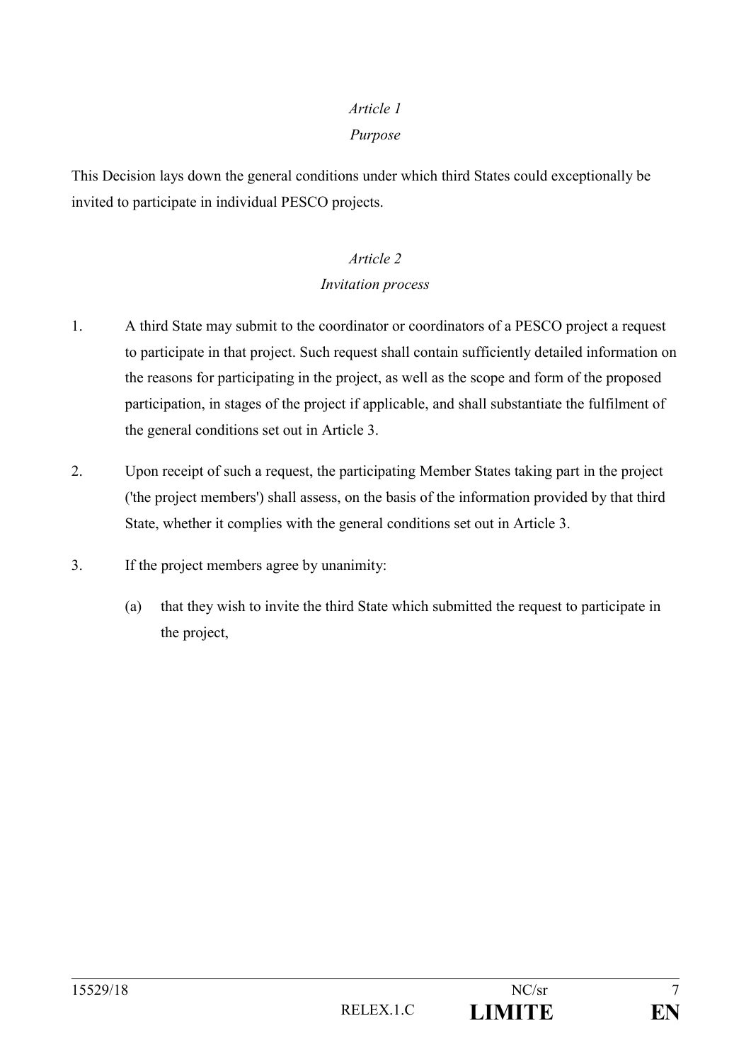*Article 1*

*Purpose*

This Decision lays down the general conditions under which third States could exceptionally be invited to participate in individual PESCO projects.

*Article 2*

*Invitation process*

1. A third State may submit to the coordinator or coordinators of a PESCO project a request to participate in that project. Such request shall contain sufficiently detailed information on the reasons for participating in the project, as well as the scope and form of the proposed participation, in stages of the project if applicable, and shall substantiate the fulfilment of the general conditions set out in Article 3.

2. Upon receipt of such a request, the participating Member States taking part in the project ('the project members') shall assess, on the basis of the information provided by that third State, whether it complies with the general conditions set out in Article 3.

3. If the project members agree by unanimity:

   (a) that they wish to invite the third State which submitted the request to participate in the project,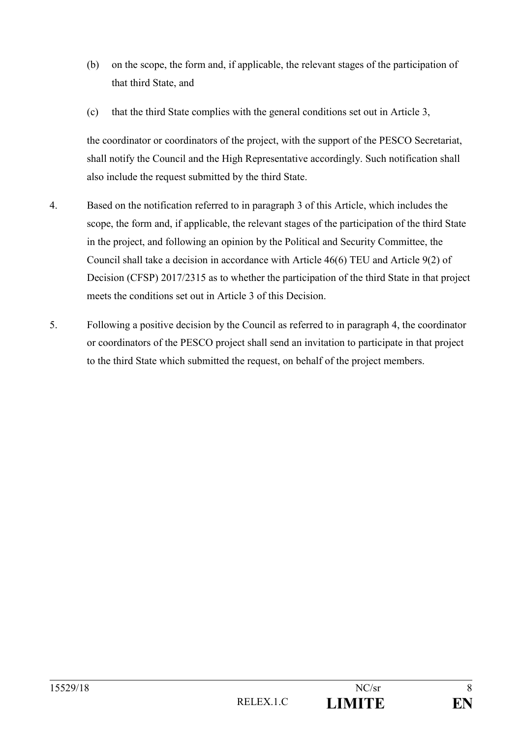(b) on the scope, the form and, if applicable, the relevant stages of the participation of that third State, and

(c) that the third State complies with the general conditions set out in Article 3,

the coordinator or coordinators of the project, with the support of the PESCO Secretariat, shall notify the Council and the High Representative accordingly. Such notification shall also include the request submitted by the third State.

4. Based on the notification referred to in paragraph 3 of this Article, which includes the scope, the form and, if applicable, the relevant stages of the participation of the third State in the project, and following an opinion by the Political and Security Committee, the Council shall take a decision in accordance with Article 46(6) TEU and Article 9(2) of Decision (CFSP) 2017/2315 as to whether the participation of the third State in that project meets the conditions set out in Article 3 of this Decision.

5. Following a positive decision by the Council as referred to in paragraph 4, the coordinator or coordinators of the PESCO project shall send an invitation to participate in that project to the third State which submitted the request, on behalf of the project members.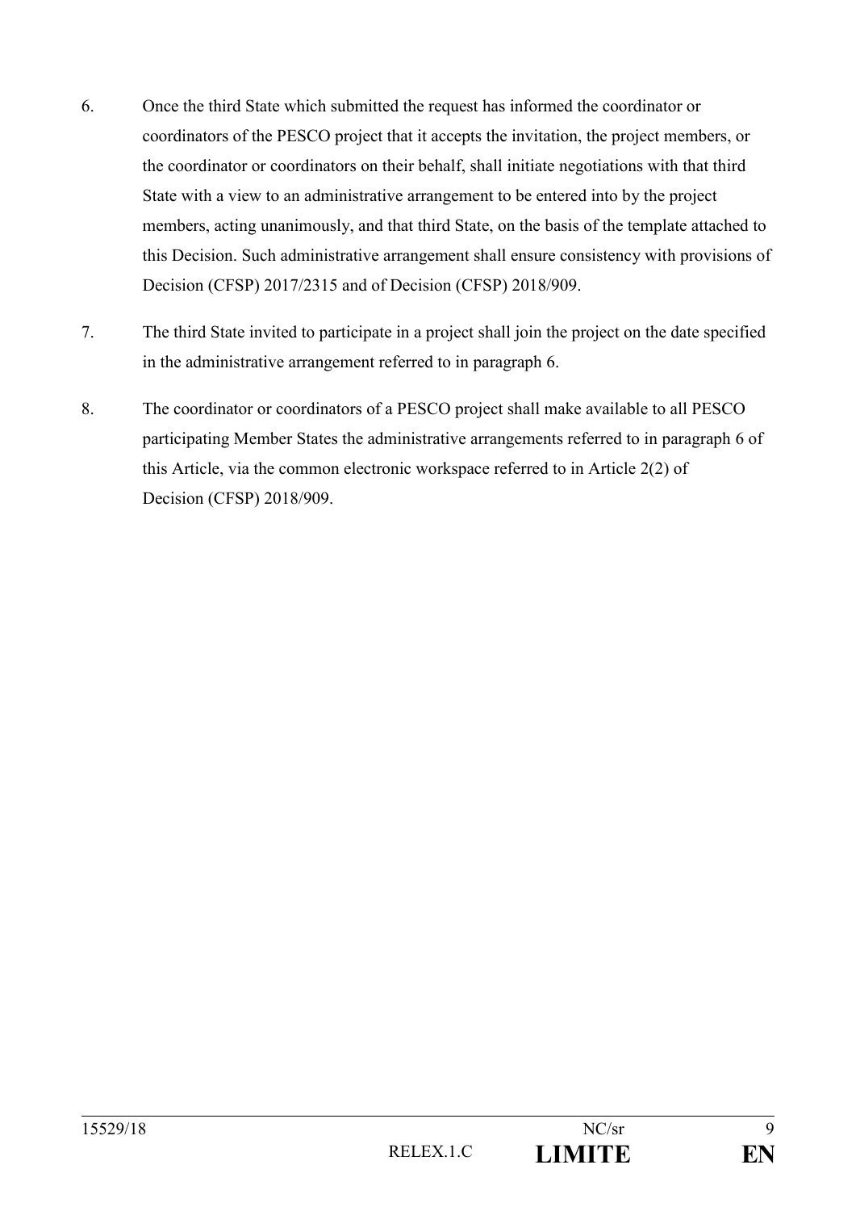6. Once the third State which submitted the request has informed the coordinator or coordinators of the PESCO project that it accepts the invitation, the project members, or the coordinator or coordinators on their behalf, shall initiate negotiations with that third State with a view to an administrative arrangement to be entered into by the project members, acting unanimously, and that third State, on the basis of the template attached to this Decision. Such administrative arrangement shall ensure consistency with provisions of Decision (CFSP) 2017/2315 and of Decision (CFSP) 2018/909.

7. The third State invited to participate in a project shall join the project on the date specified in the administrative arrangement referred to in paragraph 6.

8. The coordinator or coordinators of a PESCO project shall make available to all PESCO participating Member States the administrative arrangements referred to in paragraph 6 of this Article, via the common electronic workspace referred to in Article 2(2) of Decision (CFSP) 2018/909.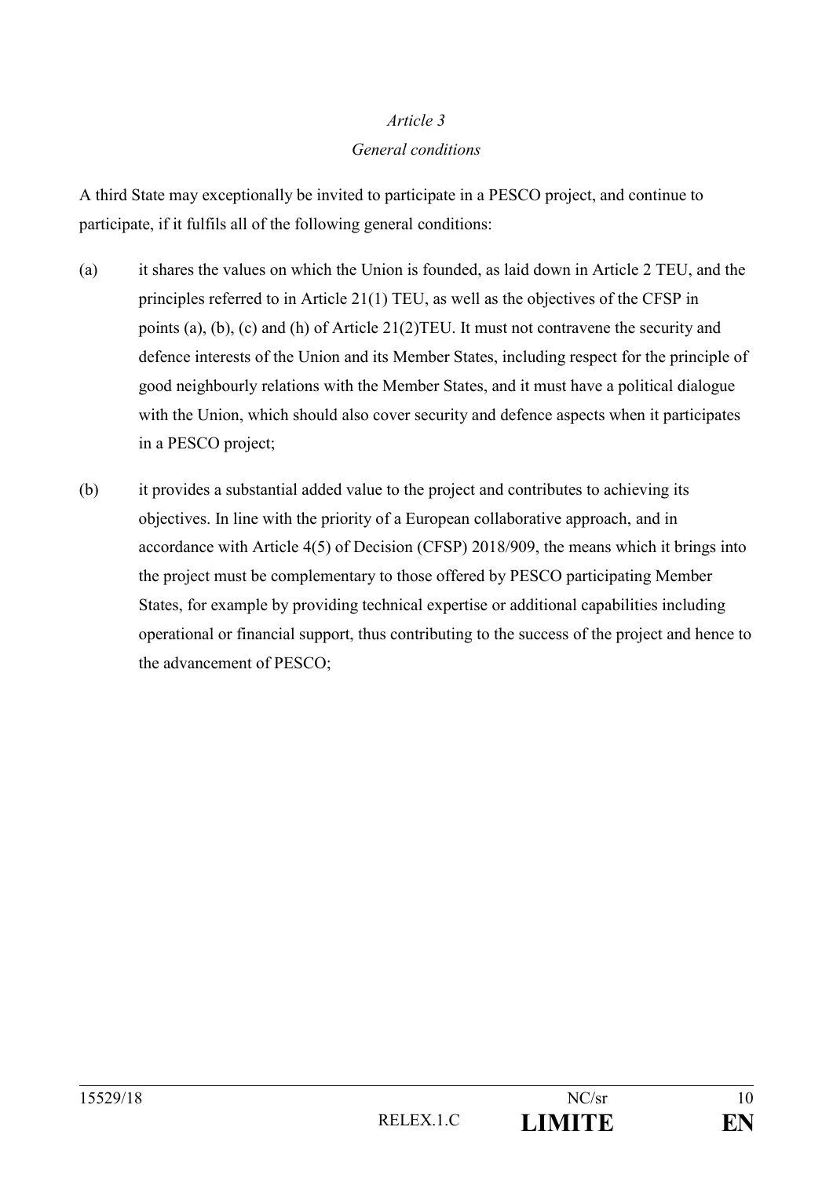*Article 3*

*General conditions*

A third State may exceptionally be invited to participate in a PESCO project, and continue to participate, if it fulfils all of the following general conditions:

(a) it shares the values on which the Union is founded, as laid down in Article 2 TEU, and the principles referred to in Article 21(1) TEU, as well as the objectives of the CFSP in points (a), (b), (c) and (h) of Article 21(2)TEU. It must not contravene the security and defence interests of the Union and its Member States, including respect for the principle of good neighbourly relations with the Member States, and it must have a political dialogue with the Union, which should also cover security and defence aspects when it participates in a PESCO project;

(b) it provides a substantial added value to the project and contributes to achieving its objectives. In line with the priority of a European collaborative approach, and in accordance with Article 4(5) of Decision (CFSP) 2018/909, the means which it brings into the project must be complementary to those offered by PESCO participating Member States, for example by providing technical expertise or additional capabilities including operational or financial support, thus contributing to the success of the project and hence to the advancement of PESCO;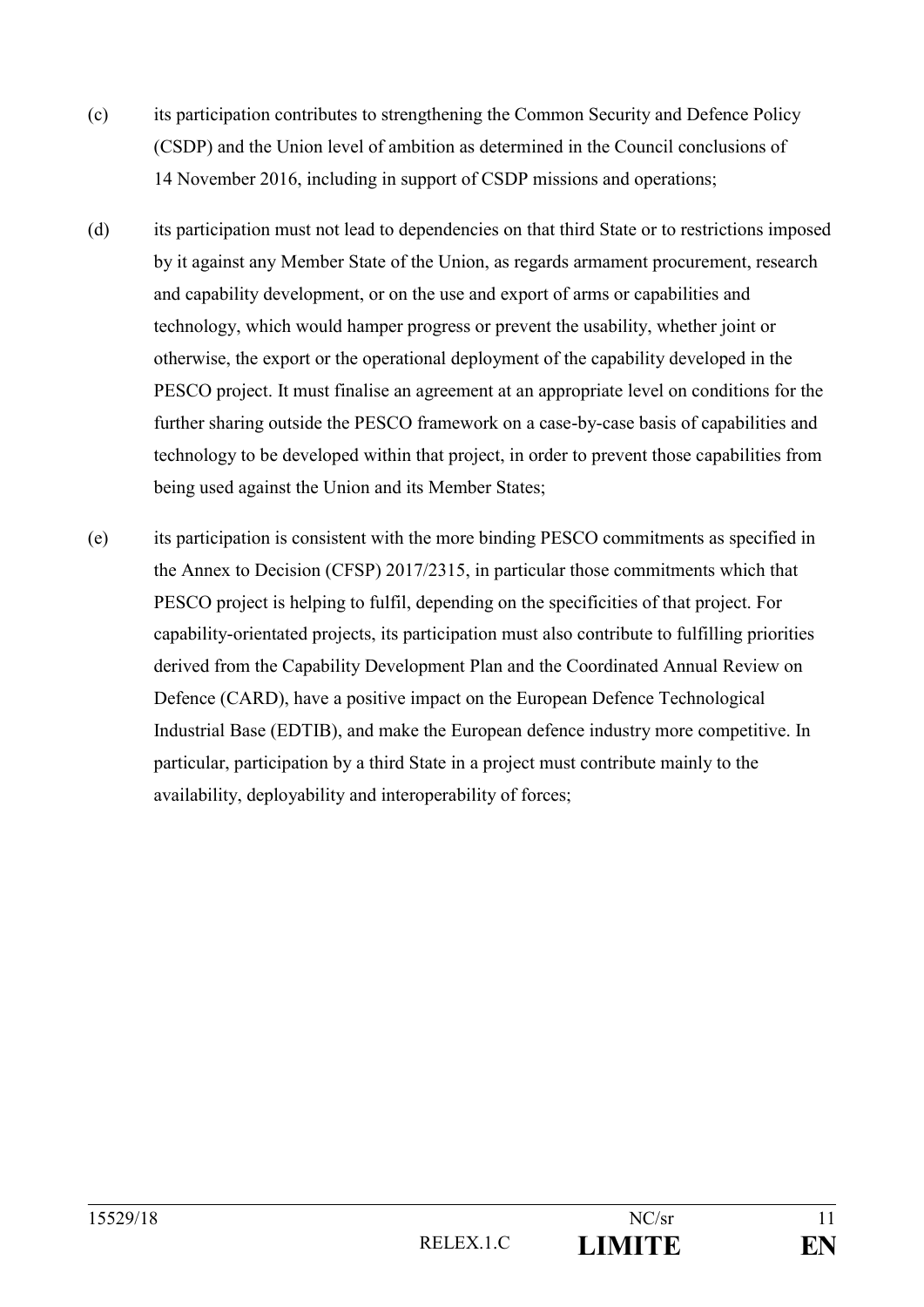(c) its participation contributes to strengthening the Common Security and Defence Policy (CSDP) and the Union level of ambition as determined in the Council conclusions of 14 November 2016, including in support of CSDP missions and operations;

(d) its participation must not lead to dependencies on that third State or to restrictions imposed by it against any Member State of the Union, as regards armament procurement, research and capability development, or on the use and export of arms or capabilities and technology, which would hamper progress or prevent the usability, whether joint or otherwise, the export or the operational deployment of the capability developed in the PESCO project. It must finalise an agreement at an appropriate level on conditions for the further sharing outside the PESCO framework on a case-by-case basis of capabilities and technology to be developed within that project, in order to prevent those capabilities from being used against the Union and its Member States;

(e) its participation is consistent with the more binding PESCO commitments as specified in the Annex to Decision (CFSP) 2017/2315, in particular those commitments which that PESCO project is helping to fulfil, depending on the specificities of that project. For capability-orientated projects, its participation must also contribute to fulfilling priorities derived from the Capability Development Plan and the Coordinated Annual Review on Defence (CARD), have a positive impact on the European Defence Technological Industrial Base (EDTIB), and make the European defence industry more competitive. In particular, participation by a third State in a project must contribute mainly to the availability, deployability and interoperability of forces;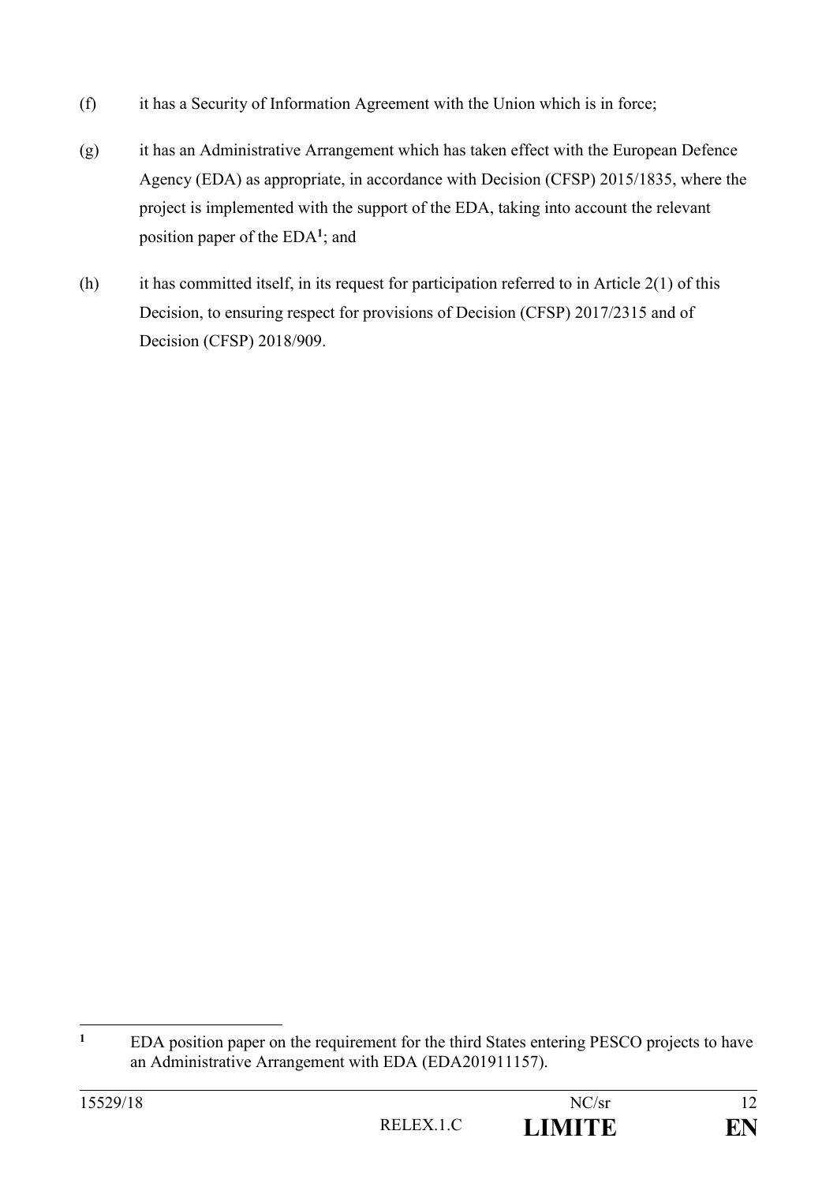(f) it has a Security of Information Agreement with the Union which is in force;

(g) it has an Administrative Arrangement which has taken effect with the European Defence Agency (EDA) as appropriate, in accordance with Decision (CFSP) 2015/1835, where the project is implemented with the support of the EDA, taking into account the relevant position paper of the EDA[1]; and

(h) it has committed itself, in its request for participation referred to in Article 2(1) of this Decision, to ensuring respect for provisions of Decision (CFSP) 2017/2315 and of Decision (CFSP) 2018/909.

---

[1] EDA position paper on the requirement for the third States entering PESCO projects to have an Administrative Arrangement with EDA (EDA201911157).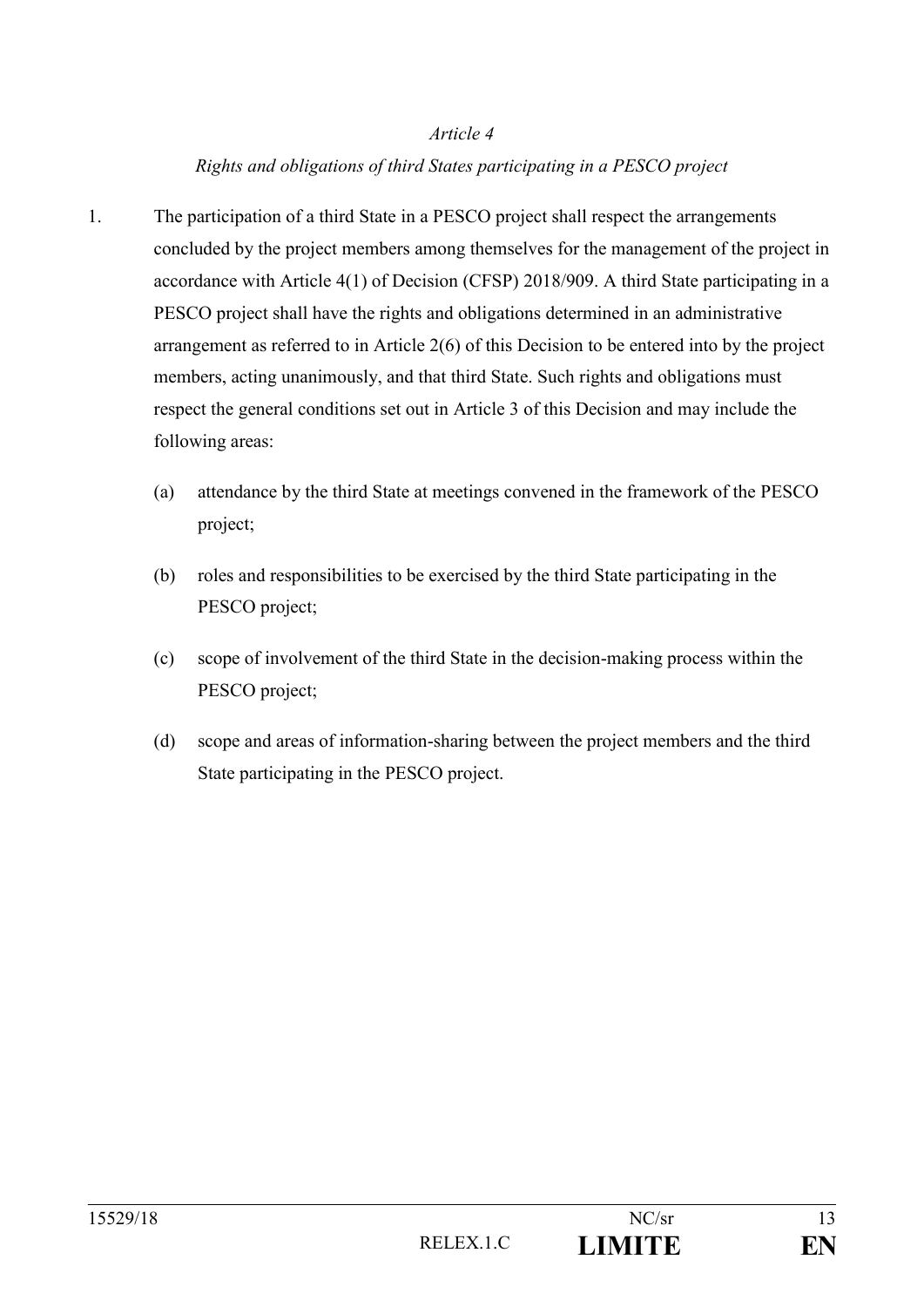*Article 4*

*Rights and obligations of third States participating in a PESCO project*

1. The participation of a third State in a PESCO project shall respect the arrangements concluded by the project members among themselves for the management of the project in accordance with Article 4(1) of Decision (CFSP) 2018/909. A third State participating in a PESCO project shall have the rights and obligations determined in an administrative arrangement as referred to in Article 2(6) of this Decision to be entered into by the project members, acting unanimously, and that third State. Such rights and obligations must respect the general conditions set out in Article 3 of this Decision and may include the following areas:

   (a) attendance by the third State at meetings convened in the framework of the PESCO project;

   (b) roles and responsibilities to be exercised by the third State participating in the PESCO project;

   (c) scope of involvement of the third State in the decision-making process within the PESCO project;

   (d) scope and areas of information-sharing between the project members and the third State participating in the PESCO project.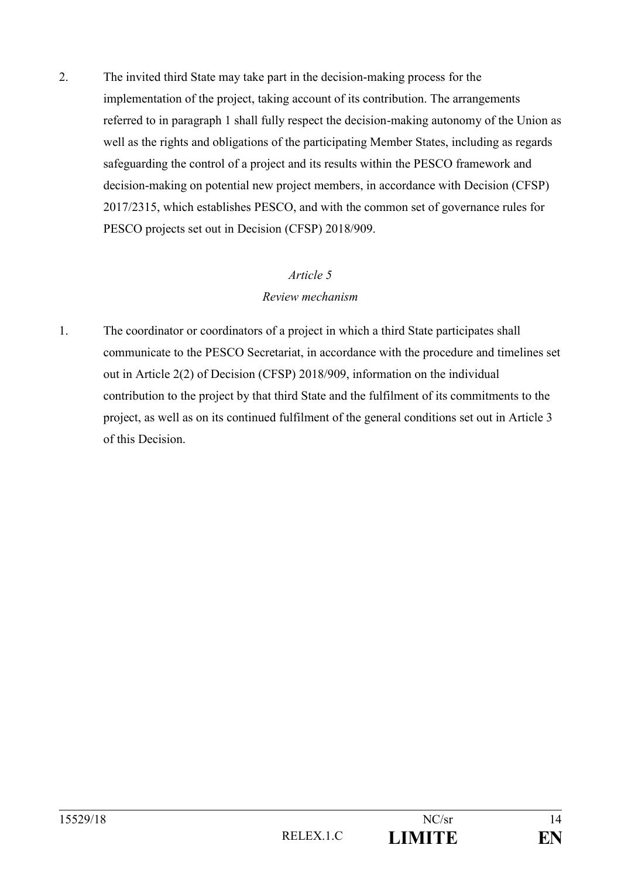2. The invited third State may take part in the decision-making process for the implementation of the project, taking account of its contribution. The arrangements referred to in paragraph 1 shall fully respect the decision-making autonomy of the Union as well as the rights and obligations of the participating Member States, including as regards safeguarding the control of a project and its results within the PESCO framework and decision-making on potential new project members, in accordance with Decision (CFSP) 2017/2315, which establishes PESCO, and with the common set of governance rules for PESCO projects set out in Decision (CFSP) 2018/909.

*Article 5*

*Review mechanism*

1. The coordinator or coordinators of a project in which a third State participates shall communicate to the PESCO Secretariat, in accordance with the procedure and timelines set out in Article 2(2) of Decision (CFSP) 2018/909, information on the individual contribution to the project by that third State and the fulfilment of its commitments to the project, as well as on its continued fulfilment of the general conditions set out in Article 3 of this Decision.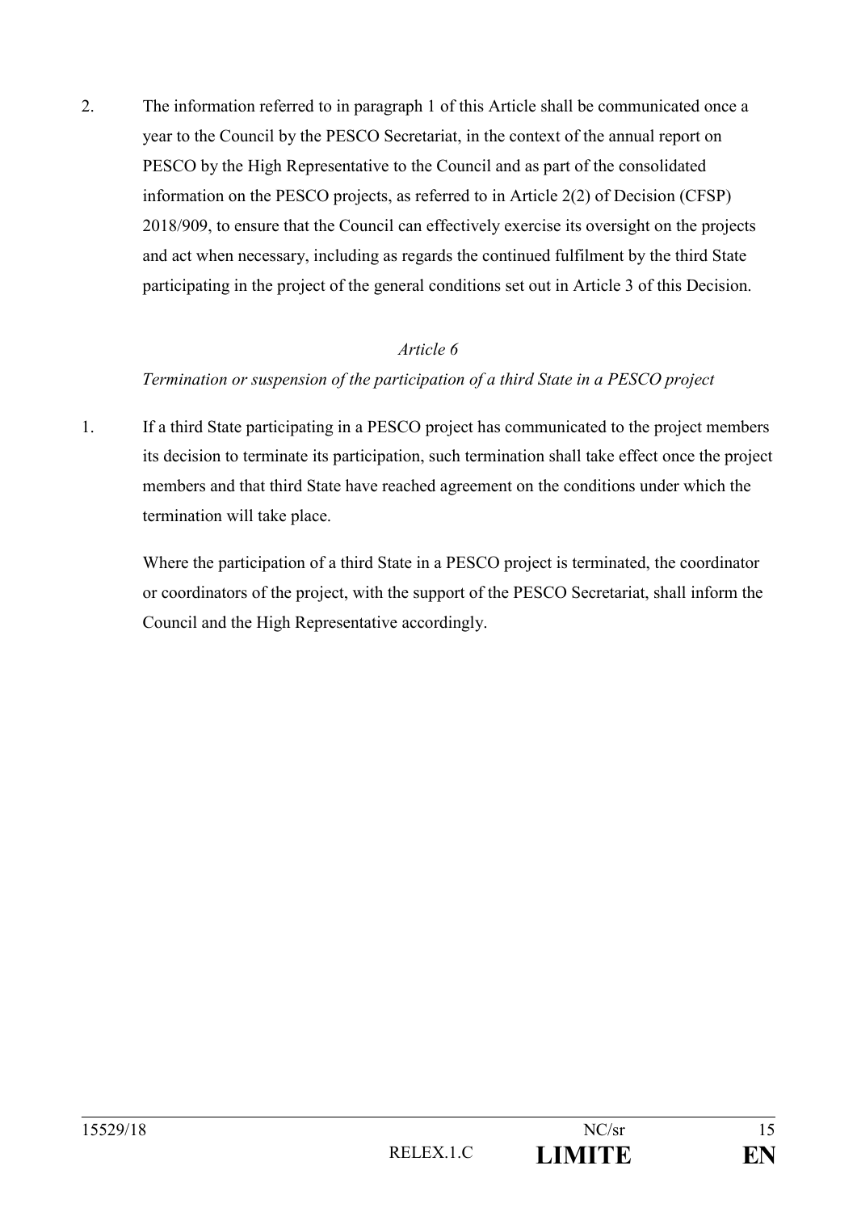2. The information referred to in paragraph 1 of this Article shall be communicated once a year to the Council by the PESCO Secretariat, in the context of the annual report on PESCO by the High Representative to the Council and as part of the consolidated information on the PESCO projects, as referred to in Article 2(2) of Decision (CFSP) 2018/909, to ensure that the Council can effectively exercise its oversight on the projects and act when necessary, including as regards the continued fulfilment by the third State participating in the project of the general conditions set out in Article 3 of this Decision.

*Article 6*

*Termination or suspension of the participation of a third State in a PESCO project*

1. If a third State participating in a PESCO project has communicated to the project members its decision to terminate its participation, such termination shall take effect once the project members and that third State have reached agreement on the conditions under which the termination will take place.

   Where the participation of a third State in a PESCO project is terminated, the coordinator or coordinators of the project, with the support of the PESCO Secretariat, shall inform the Council and the High Representative accordingly.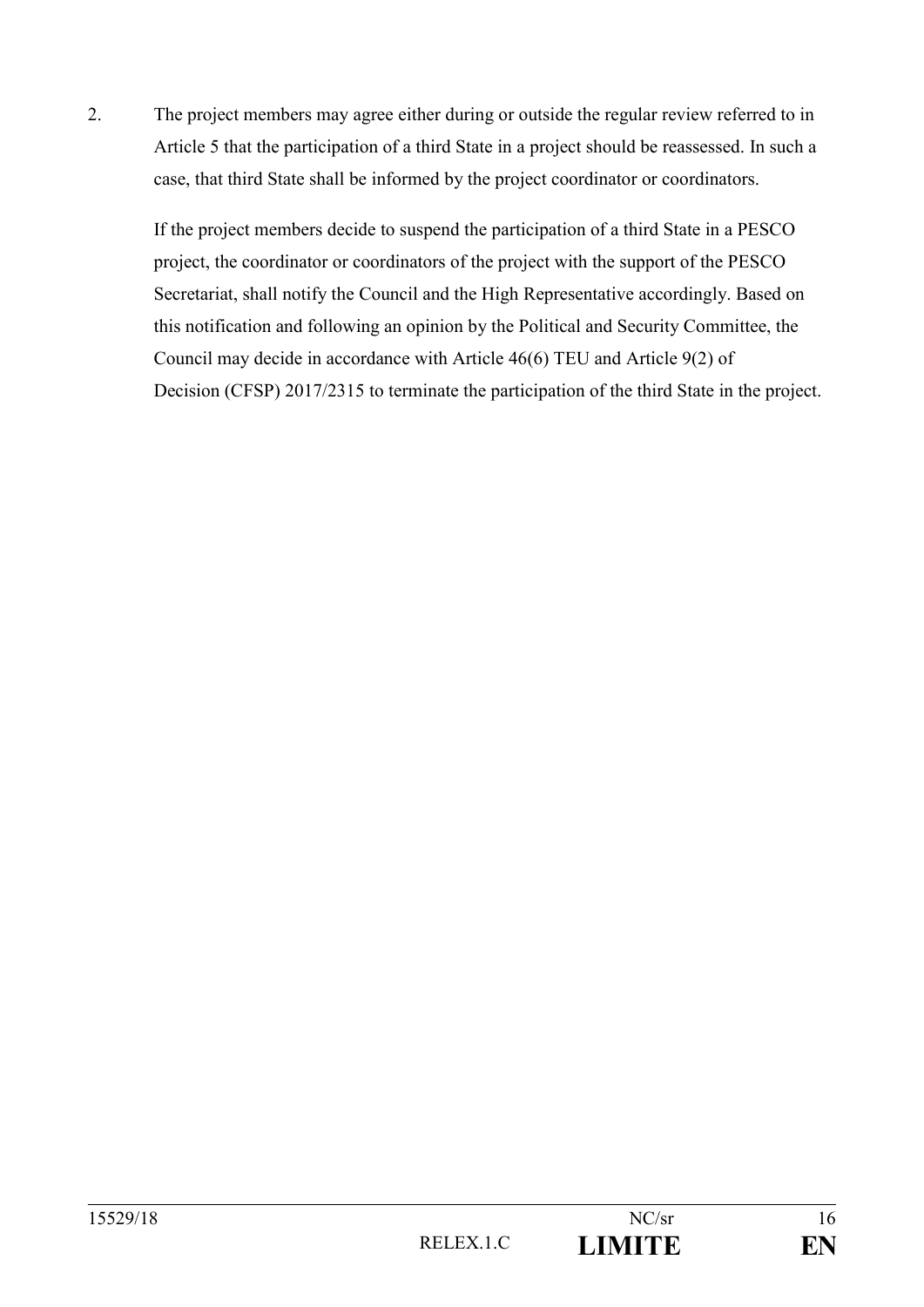2. The project members may agree either during or outside the regular review referred to in Article 5 that the participation of a third State in a project should be reassessed. In such a case, that third State shall be informed by the project coordinator or coordinators.

   If the project members decide to suspend the participation of a third State in a PESCO project, the coordinator or coordinators of the project with the support of the PESCO Secretariat, shall notify the Council and the High Representative accordingly. Based on this notification and following an opinion by the Political and Security Committee, the Council may decide in accordance with Article 46(6) TEU and Article 9(2) of Decision (CFSP) 2017/2315 to terminate the participation of the third State in the project.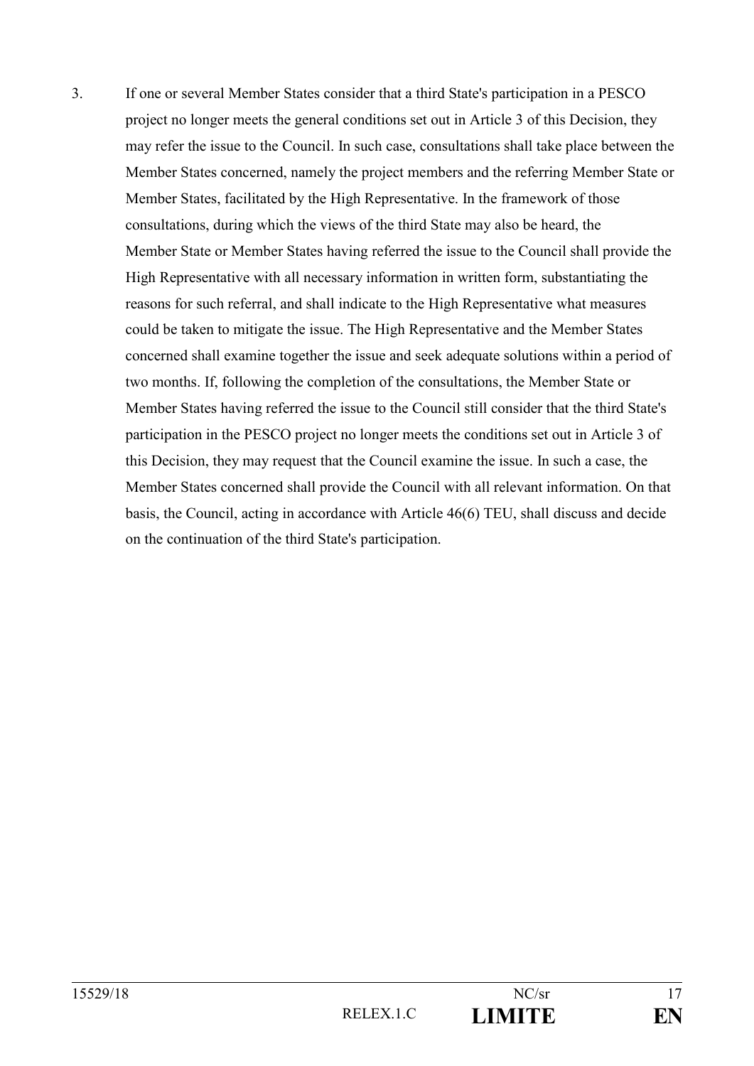3. If one or several Member States consider that a third State's participation in a PESCO project no longer meets the general conditions set out in Article 3 of this Decision, they may refer the issue to the Council. In such case, consultations shall take place between the Member States concerned, namely the project members and the referring Member State or Member States, facilitated by the High Representative. In the framework of those consultations, during which the views of the third State may also be heard, the Member State or Member States having referred the issue to the Council shall provide the High Representative with all necessary information in written form, substantiating the reasons for such referral, and shall indicate to the High Representative what measures could be taken to mitigate the issue. The High Representative and the Member States concerned shall examine together the issue and seek adequate solutions within a period of two months. If, following the completion of the consultations, the Member State or Member States having referred the issue to the Council still consider that the third State's participation in the PESCO project no longer meets the conditions set out in Article 3 of this Decision, they may request that the Council examine the issue. In such a case, the Member States concerned shall provide the Council with all relevant information. On that basis, the Council, acting in accordance with Article 46(6) TEU, shall discuss and decide on the continuation of the third State's participation.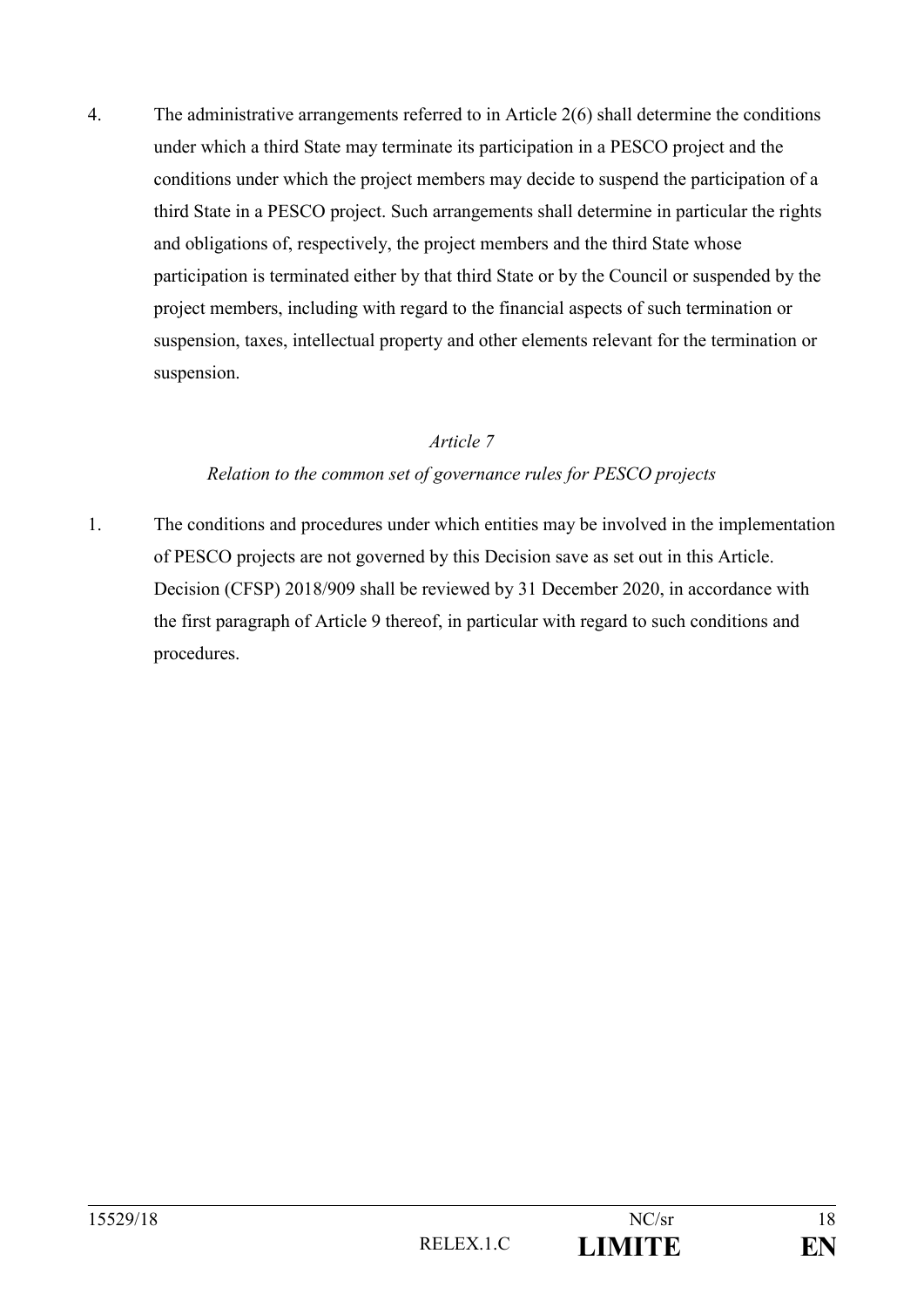4. The administrative arrangements referred to in Article 2(6) shall determine the conditions under which a third State may terminate its participation in a PESCO project and the conditions under which the project members may decide to suspend the participation of a third State in a PESCO project. Such arrangements shall determine in particular the rights and obligations of, respectively, the project members and the third State whose participation is terminated either by that third State or by the Council or suspended by the project members, including with regard to the financial aspects of such termination or suspension, taxes, intellectual property and other elements relevant for the termination or suspension.

*Article 7*

*Relation to the common set of governance rules for PESCO projects*

1. The conditions and procedures under which entities may be involved in the implementation of PESCO projects are not governed by this Decision save as set out in this Article. Decision (CFSP) 2018/909 shall be reviewed by 31 December 2020, in accordance with the first paragraph of Article 9 thereof, in particular with regard to such conditions and procedures.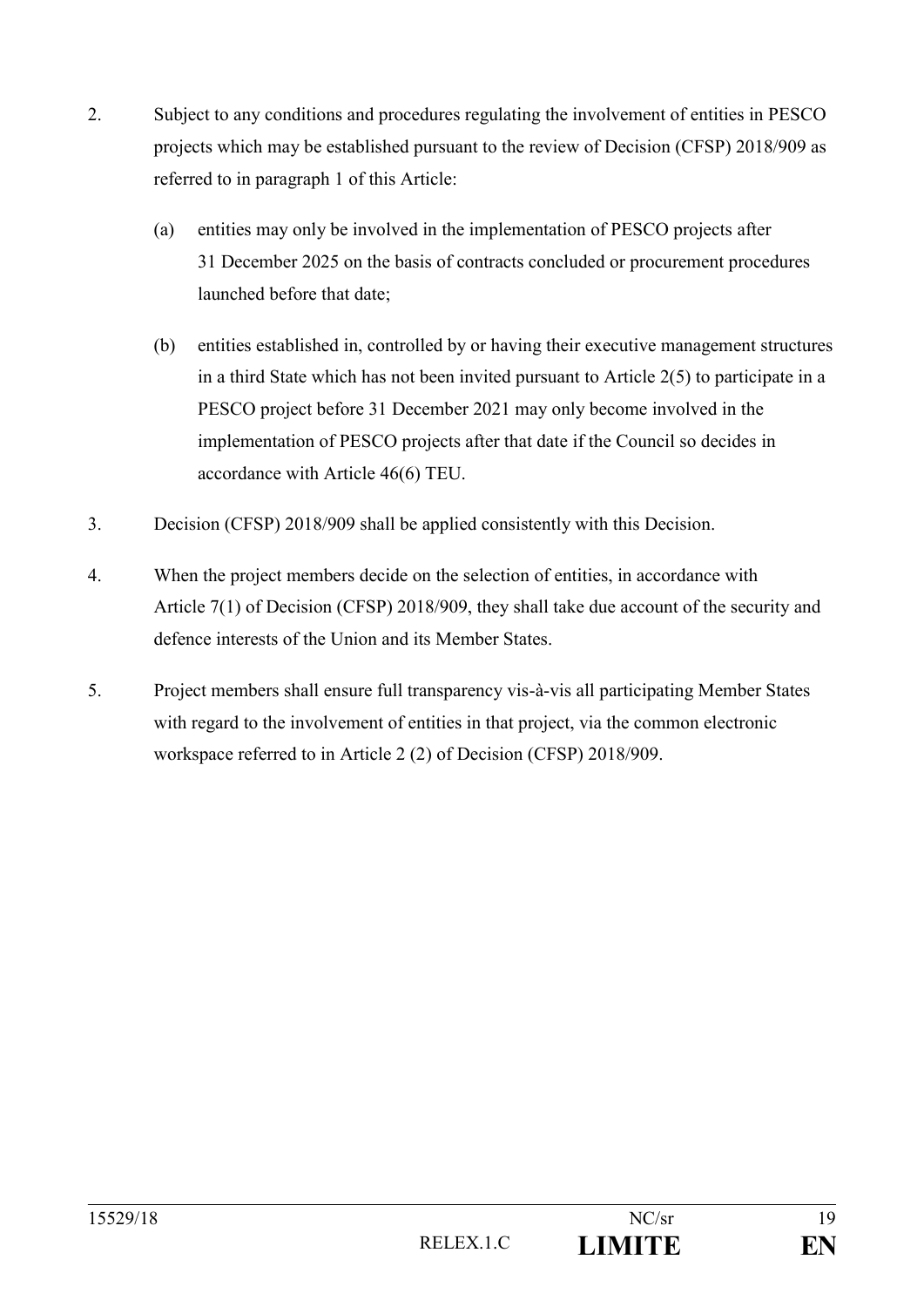2. Subject to any conditions and procedures regulating the involvement of entities in PESCO projects which may be established pursuant to the review of Decision (CFSP) 2018/909 as referred to in paragraph 1 of this Article:

   (a) entities may only be involved in the implementation of PESCO projects after 31 December 2025 on the basis of contracts concluded or procurement procedures launched before that date;

   (b) entities established in, controlled by or having their executive management structures in a third State which has not been invited pursuant to Article 2(5) to participate in a PESCO project before 31 December 2021 may only become involved in the implementation of PESCO projects after that date if the Council so decides in accordance with Article 46(6) TEU.

3. Decision (CFSP) 2018/909 shall be applied consistently with this Decision.

4. When the project members decide on the selection of entities, in accordance with Article 7(1) of Decision (CFSP) 2018/909, they shall take due account of the security and defence interests of the Union and its Member States.

5. Project members shall ensure full transparency vis-à-vis all participating Member States with regard to the involvement of entities in that project, via the common electronic workspace referred to in Article 2 (2) of Decision (CFSP) 2018/909.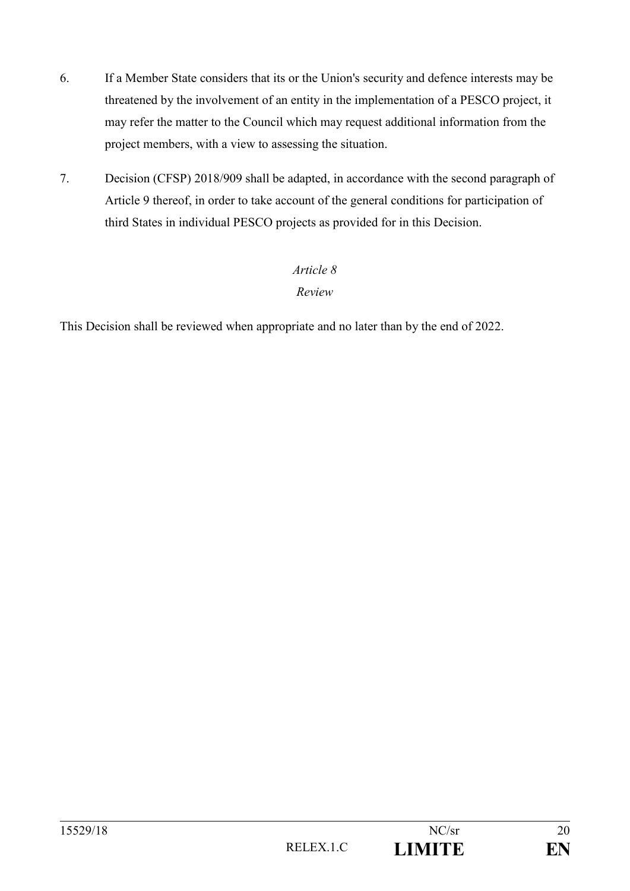6. If a Member State considers that its or the Union's security and defence interests may be threatened by the involvement of an entity in the implementation of a PESCO project, it may refer the matter to the Council which may request additional information from the project members, with a view to assessing the situation.

7. Decision (CFSP) 2018/909 shall be adapted, in accordance with the second paragraph of Article 9 thereof, in order to take account of the general conditions for participation of third States in individual PESCO projects as provided for in this Decision.

*Article 8*

*Review*

This Decision shall be reviewed when appropriate and no later than by the end of 2022.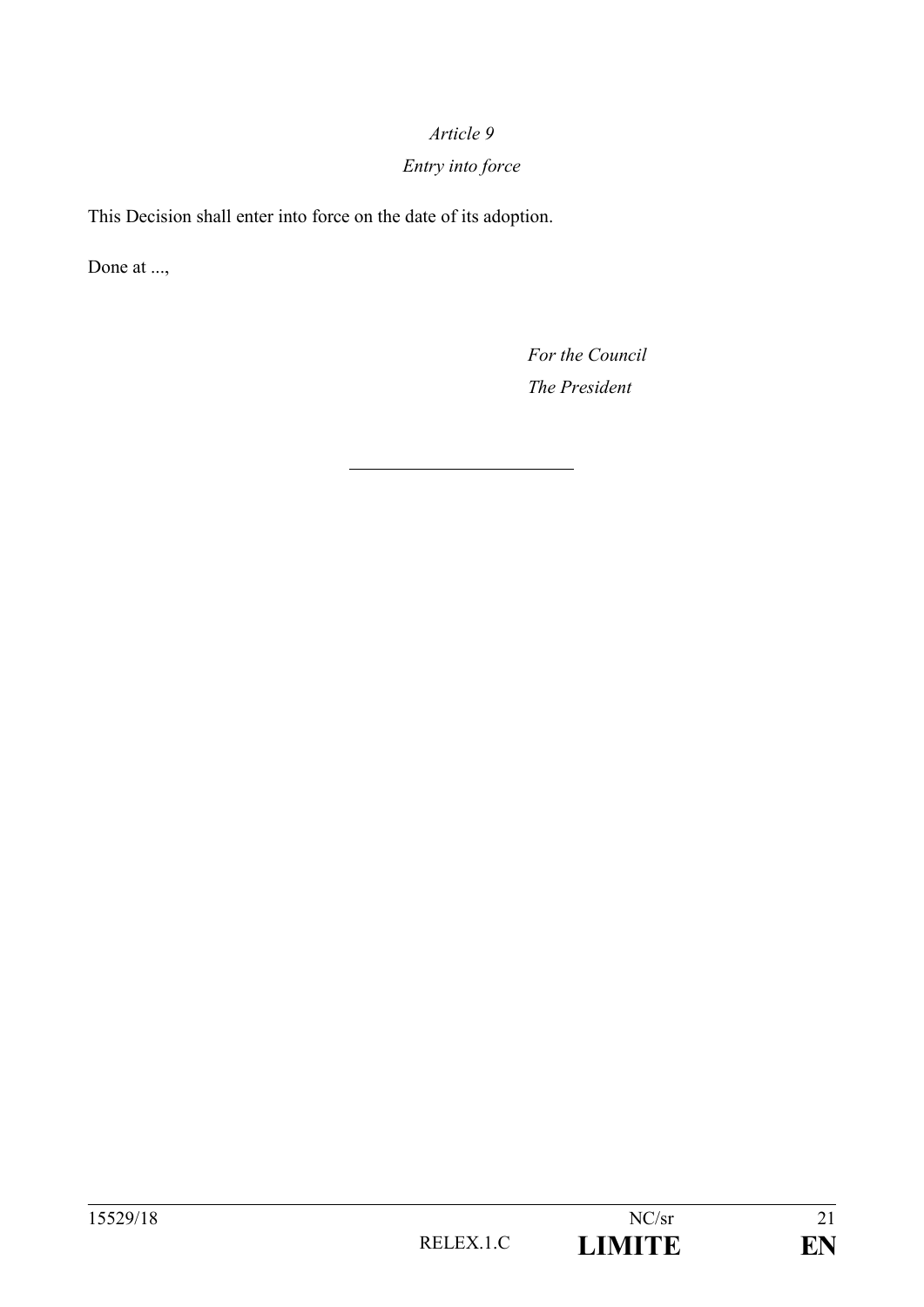*Article 9*

*Entry into force*

This Decision shall enter into force on the date of its adoption.

Done at ...,

*For the Council*

*The President*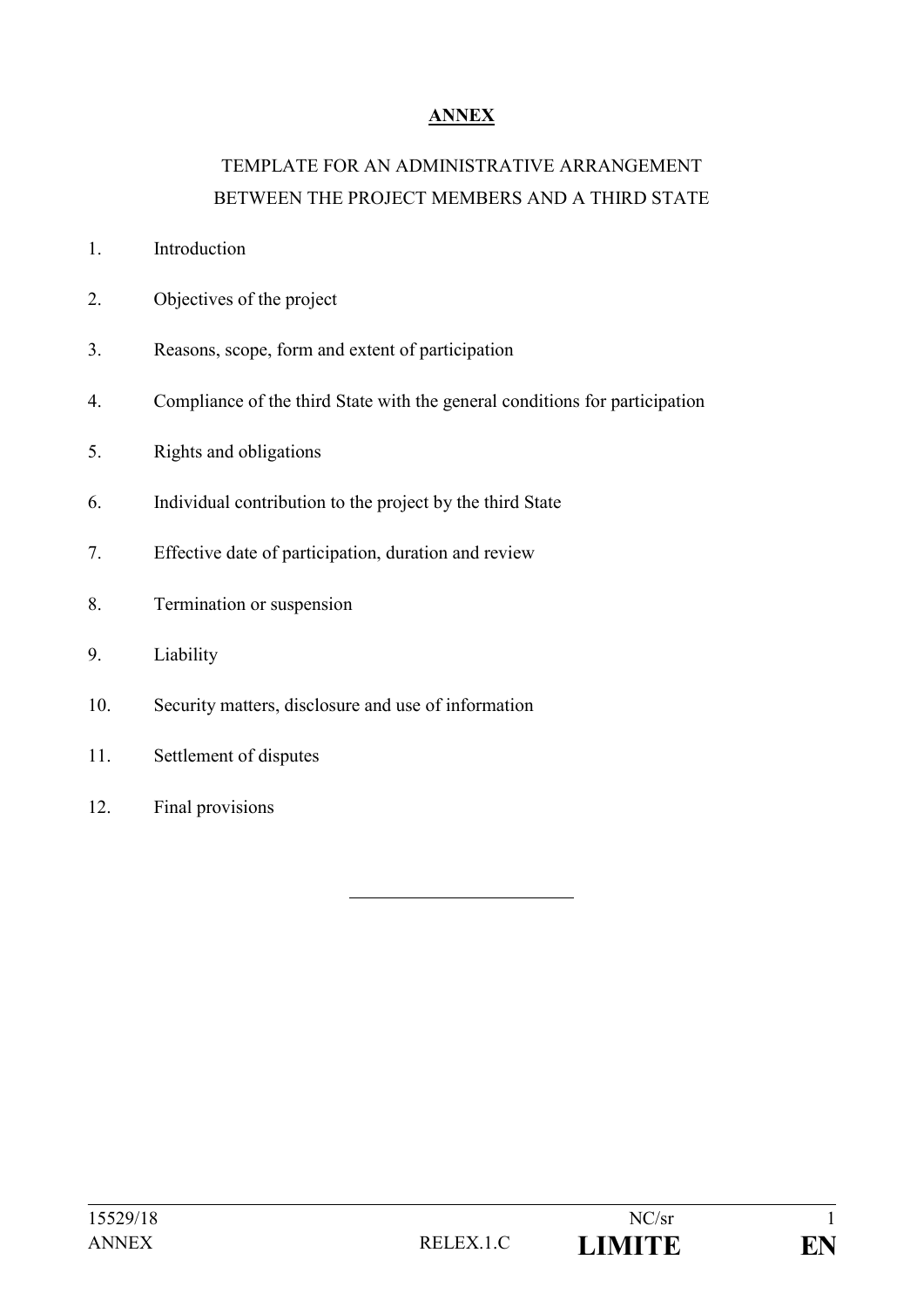**ANNEX**

TEMPLATE FOR AN ADMINISTRATIVE ARRANGEMENT
BETWEEN THE PROJECT MEMBERS AND A THIRD STATE

1. Introduction
2. Objectives of the project
3. Reasons, scope, form and extent of participation
4. Compliance of the third State with the general conditions for participation
5. Rights and obligations
6. Individual contribution to the project by the third State
7. Effective date of participation, duration and review
8. Termination or suspension
9. Liability
10. Security matters, disclosure and use of information
11. Settlement of disputes
12. Final provisions